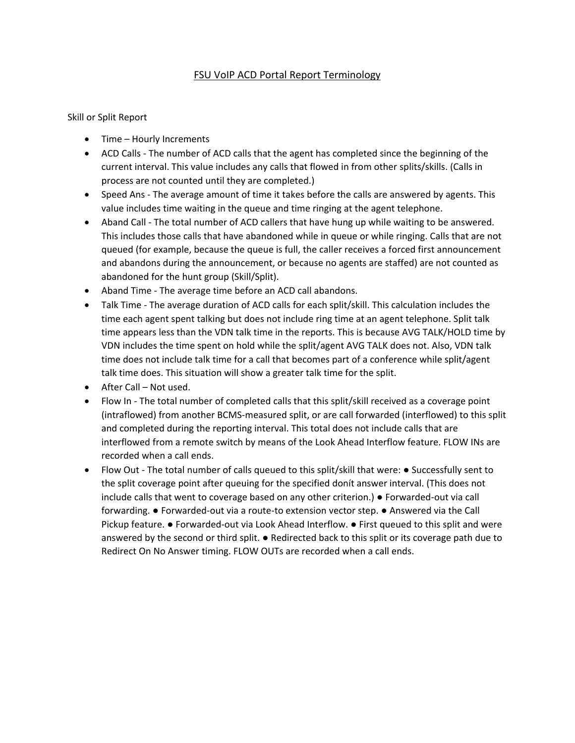# FSU VoIP ACD Portal Report Terminology

Skill or Split Report

- Time – Hourly Increments
- ACD Calls - The number of ACD calls that the agent has completed since the beginning of the current interval. This value includes any calls that flowed in from other splits/skills. (Calls in process are not counted until they are completed.)
- Speed Ans - The average amount of time it takes before the calls are answered by agents. This value includes time waiting in the queue and time ringing at the agent telephone.
- Aband Call - The total number of ACD callers that have hung up while waiting to be answered. This includes those calls that have abandoned while in queue or while ringing. Calls that are not queued (for example, because the queue is full, the caller receives a forced first announcement and abandons during the announcement, or because no agents are staffed) are not counted as abandoned for the hunt group (Skill/Split).
- Aband Time - The average time before an ACD call abandons.
- Talk Time - The average duration of ACD calls for each split/skill. This calculation includes the time each agent spent talking but does not include ring time at an agent telephone. Split talk time appears less than the VDN talk time in the reports. This is because AVG TALK/HOLD time by VDN includes the time spent on hold while the split/agent AVG TALK does not. Also, VDN talk time does not include talk time for a call that becomes part of a conference while split/agent talk time does. This situation will show a greater talk time for the split.
- After Call – Not used.
- Flow In - The total number of completed calls that this split/skill received as a coverage point (intraflowed) from another BCMS-measured split, or are call forwarded (interflowed) to this split and completed during the reporting interval. This total does not include calls that are interflowed from a remote switch by means of the Look Ahead Interflow feature. FLOW INs are recorded when a call ends.
- Flow Out - The total number of calls queued to this split/skill that were: ● Successfully sent to the split coverage point after queuing for the specified donít answer interval. (This does not include calls that went to coverage based on any other criterion.) ● Forwarded-out via call forwarding. ● Forwarded-out via a route-to extension vector step. ● Answered via the Call Pickup feature. ● Forwarded-out via Look Ahead Interflow. ● First queued to this split and were answered by the second or third split. ● Redirected back to this split or its coverage path due to Redirect On No Answer timing. FLOW OUTs are recorded when a call ends.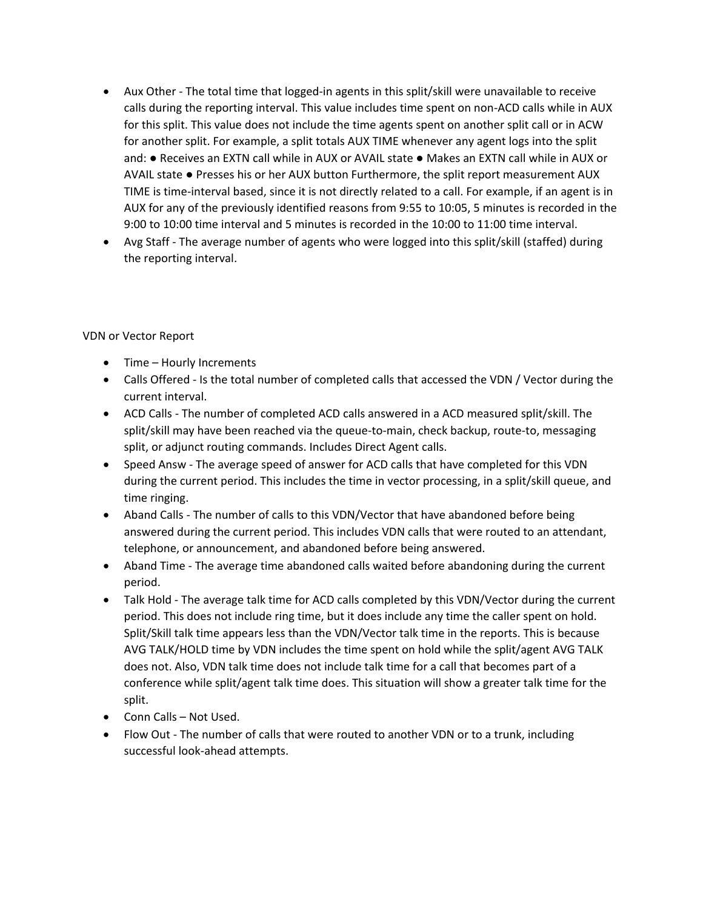- Aux Other - The total time that logged-in agents in this split/skill were unavailable to receive calls during the reporting interval. This value includes time spent on non-ACD calls while in AUX for this split. This value does not include the time agents spent on another split call or in ACW for another split. For example, a split totals AUX TIME whenever any agent logs into the split and: ● Receives an EXTN call while in AUX or AVAIL state ● Makes an EXTN call while in AUX or AVAIL state ● Presses his or her AUX button Furthermore, the split report measurement AUX TIME is time-interval based, since it is not directly related to a call. For example, if an agent is in AUX for any of the previously identified reasons from 9:55 to 10:05, 5 minutes is recorded in the 9:00 to 10:00 time interval and 5 minutes is recorded in the 10:00 to 11:00 time interval.
- Avg Staff - The average number of agents who were logged into this split/skill (staffed) during the reporting interval.

VDN or Vector Report

- Time – Hourly Increments
- Calls Offered - Is the total number of completed calls that accessed the VDN / Vector during the current interval.
- ACD Calls - The number of completed ACD calls answered in a ACD measured split/skill. The split/skill may have been reached via the queue-to-main, check backup, route-to, messaging split, or adjunct routing commands. Includes Direct Agent calls.
- Speed Answ - The average speed of answer for ACD calls that have completed for this VDN during the current period. This includes the time in vector processing, in a split/skill queue, and time ringing.
- Aband Calls - The number of calls to this VDN/Vector that have abandoned before being answered during the current period. This includes VDN calls that were routed to an attendant, telephone, or announcement, and abandoned before being answered.
- Aband Time - The average time abandoned calls waited before abandoning during the current period.
- Talk Hold - The average talk time for ACD calls completed by this VDN/Vector during the current period. This does not include ring time, but it does include any time the caller spent on hold. Split/Skill talk time appears less than the VDN/Vector talk time in the reports. This is because AVG TALK/HOLD time by VDN includes the time spent on hold while the split/agent AVG TALK does not. Also, VDN talk time does not include talk time for a call that becomes part of a conference while split/agent talk time does. This situation will show a greater talk time for the split.
- Conn Calls – Not Used.
- Flow Out - The number of calls that were routed to another VDN or to a trunk, including successful look-ahead attempts.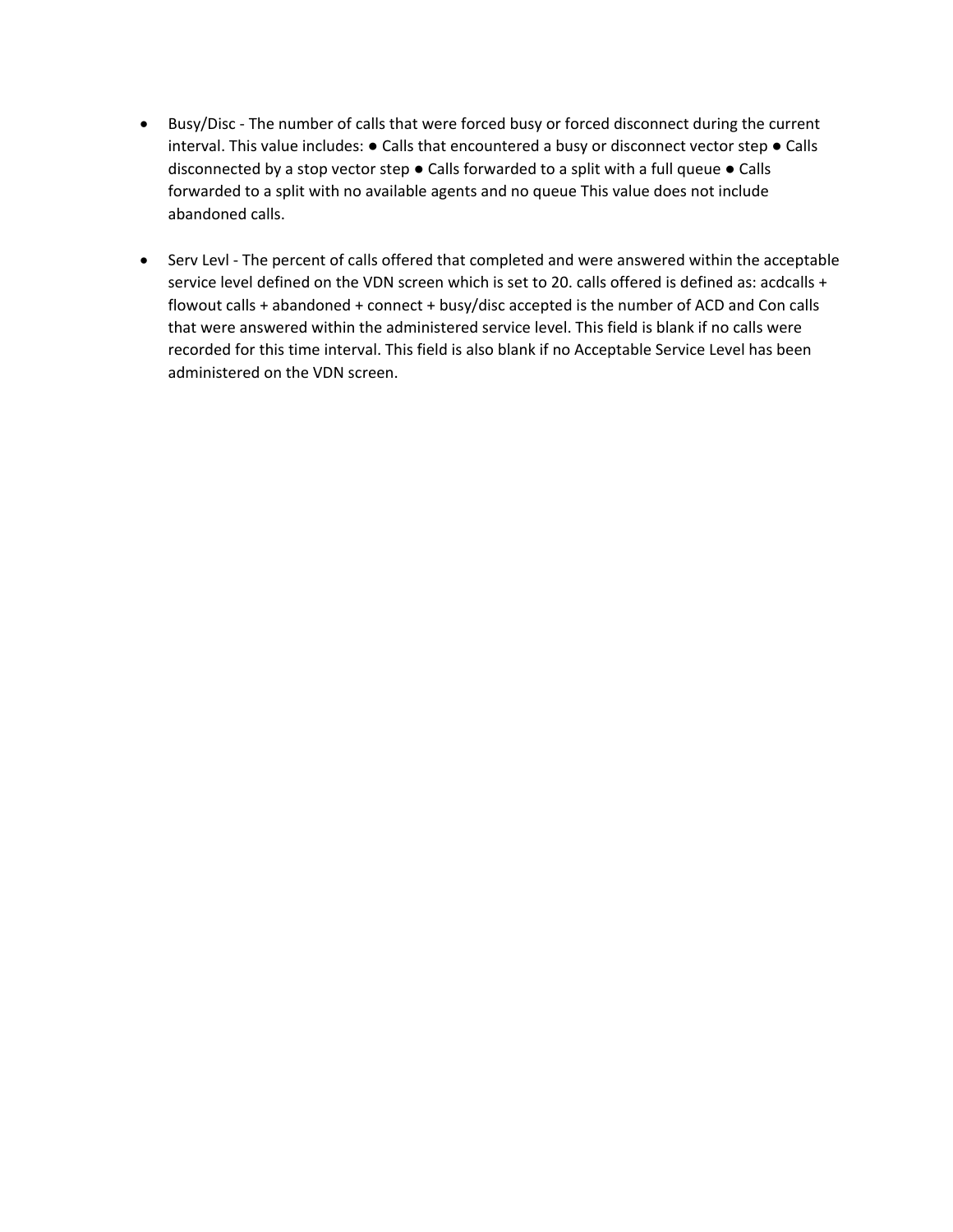- Busy/Disc - The number of calls that were forced busy or forced disconnect during the current interval. This value includes: ● Calls that encountered a busy or disconnect vector step ● Calls disconnected by a stop vector step ● Calls forwarded to a split with a full queue ● Calls forwarded to a split with no available agents and no queue This value does not include abandoned calls.

- Serv Levl - The percent of calls offered that completed and were answered within the acceptable service level defined on the VDN screen which is set to 20. calls offered is defined as: acdcalls + flowout calls + abandoned + connect + busy/disc accepted is the number of ACD and Con calls that were answered within the administered service level. This field is blank if no calls were recorded for this time interval. This field is also blank if no Acceptable Service Level has been administered on the VDN screen.